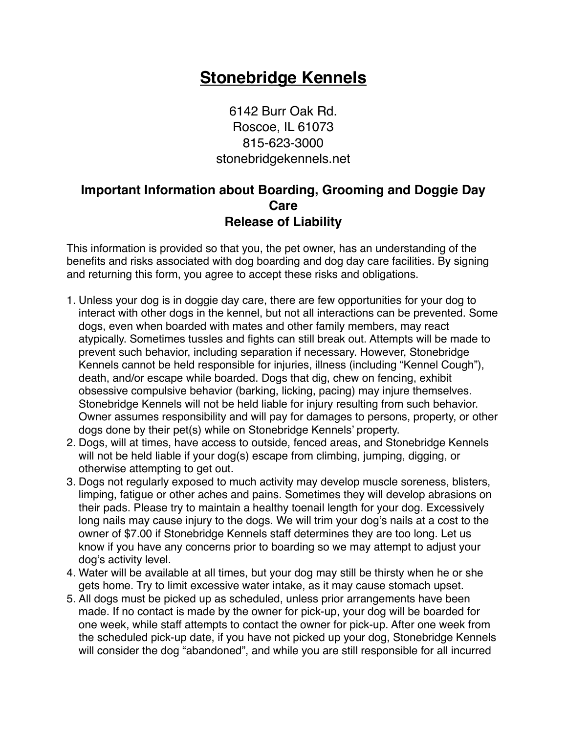# Stonebridge Kennels

6142 Burr Oak Rd.
Roscoe, IL 61073
815-623-3000
stonebridgekennels.net

### Important Information about Boarding, Grooming and Doggie Day Care
### Release of Liability

This information is provided so that you, the pet owner, has an understanding of the benefits and risks associated with dog boarding and dog day care facilities. By signing and returning this form, you agree to accept these risks and obligations.

1. Unless your dog is in doggie day care, there are few opportunities for your dog to interact with other dogs in the kennel, but not all interactions can be prevented. Some dogs, even when boarded with mates and other family members, may react atypically. Sometimes tussles and fights can still break out. Attempts will be made to prevent such behavior, including separation if necessary. However, Stonebridge Kennels cannot be held responsible for injuries, illness (including "Kennel Cough"), death, and/or escape while boarded. Dogs that dig, chew on fencing, exhibit obsessive compulsive behavior (barking, licking, pacing) may injure themselves. Stonebridge Kennels will not be held liable for injury resulting from such behavior. Owner assumes responsibility and will pay for damages to persons, property, or other dogs done by their pet(s) while on Stonebridge Kennels' property.
2. Dogs, will at times, have access to outside, fenced areas, and Stonebridge Kennels will not be held liable if your dog(s) escape from climbing, jumping, digging, or otherwise attempting to get out.
3. Dogs not regularly exposed to much activity may develop muscle soreness, blisters, limping, fatigue or other aches and pains. Sometimes they will develop abrasions on their pads. Please try to maintain a healthy toenail length for your dog. Excessively long nails may cause injury to the dogs. We will trim your dog's nails at a cost to the owner of $7.00 if Stonebridge Kennels staff determines they are too long. Let us know if you have any concerns prior to boarding so we may attempt to adjust your dog's activity level.
4. Water will be available at all times, but your dog may still be thirsty when he or she gets home. Try to limit excessive water intake, as it may cause stomach upset.
5. All dogs must be picked up as scheduled, unless prior arrangements have been made. If no contact is made by the owner for pick-up, your dog will be boarded for one week, while staff attempts to contact the owner for pick-up. After one week from the scheduled pick-up date, if you have not picked up your dog, Stonebridge Kennels will consider the dog "abandoned", and while you are still responsible for all incurred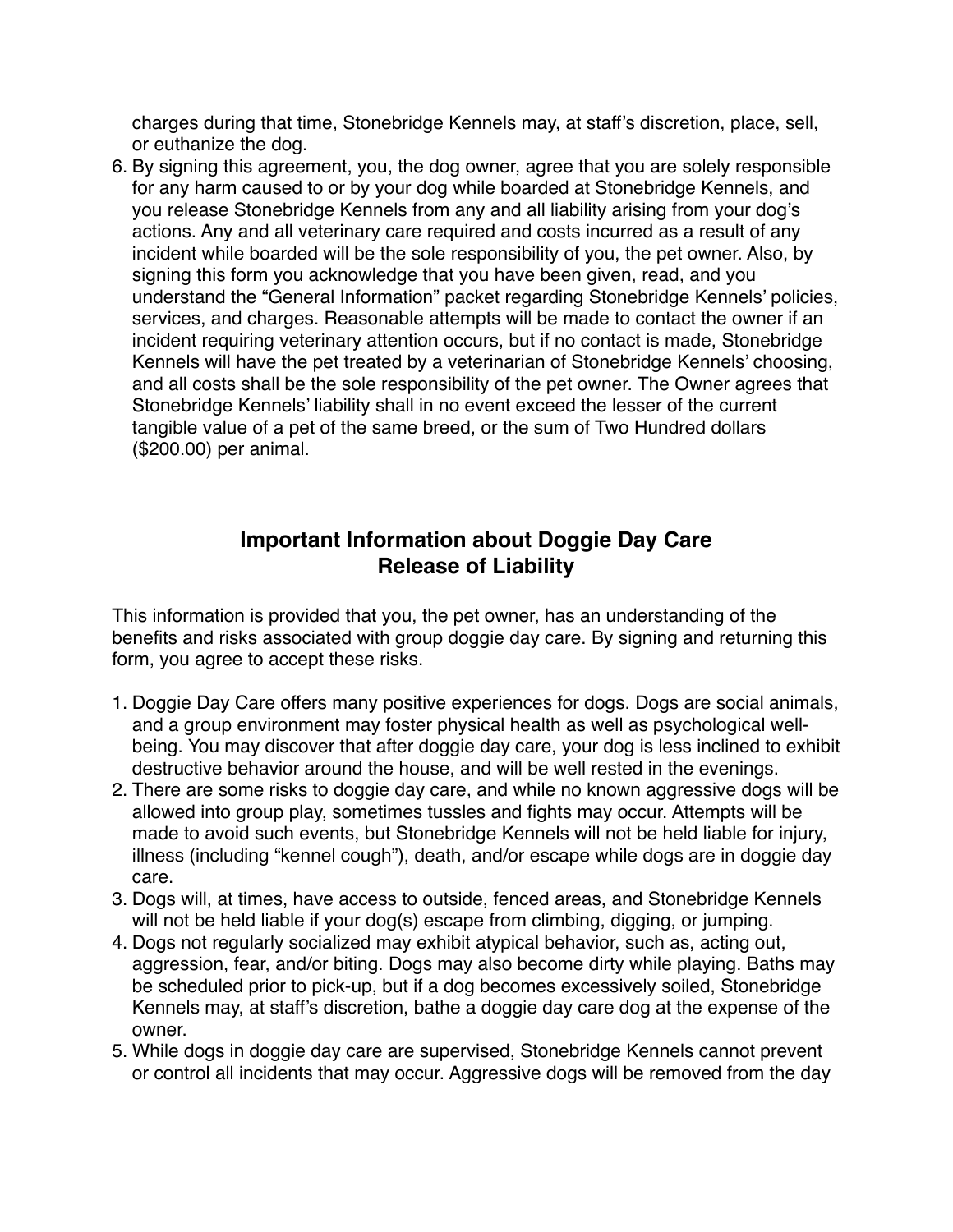charges during that time, Stonebridge Kennels may, at staff's discretion, place, sell, or euthanize the dog.

6. By signing this agreement, you, the dog owner, agree that you are solely responsible for any harm caused to or by your dog while boarded at Stonebridge Kennels, and you release Stonebridge Kennels from any and all liability arising from your dog's actions. Any and all veterinary care required and costs incurred as a result of any incident while boarded will be the sole responsibility of you, the pet owner. Also, by signing this form you acknowledge that you have been given, read, and you understand the "General Information" packet regarding Stonebridge Kennels' policies, services, and charges. Reasonable attempts will be made to contact the owner if an incident requiring veterinary attention occurs, but if no contact is made, Stonebridge Kennels will have the pet treated by a veterinarian of Stonebridge Kennels' choosing, and all costs shall be the sole responsibility of the pet owner. The Owner agrees that Stonebridge Kennels' liability shall in no event exceed the lesser of the current tangible value of a pet of the same breed, or the sum of Two Hundred dollars ($200.00) per animal.

## Important Information about Doggie Day Care
## Release of Liability

This information is provided that you, the pet owner, has an understanding of the benefits and risks associated with group doggie day care. By signing and returning this form, you agree to accept these risks.

1. Doggie Day Care offers many positive experiences for dogs. Dogs are social animals, and a group environment may foster physical health as well as psychological well-being. You may discover that after doggie day care, your dog is less inclined to exhibit destructive behavior around the house, and will be well rested in the evenings.
2. There are some risks to doggie day care, and while no known aggressive dogs will be allowed into group play, sometimes tussles and fights may occur. Attempts will be made to avoid such events, but Stonebridge Kennels will not be held liable for injury, illness (including "kennel cough"), death, and/or escape while dogs are in doggie day care.
3. Dogs will, at times, have access to outside, fenced areas, and Stonebridge Kennels will not be held liable if your dog(s) escape from climbing, digging, or jumping.
4. Dogs not regularly socialized may exhibit atypical behavior, such as, acting out, aggression, fear, and/or biting. Dogs may also become dirty while playing. Baths may be scheduled prior to pick-up, but if a dog becomes excessively soiled, Stonebridge Kennels may, at staff's discretion, bathe a doggie day care dog at the expense of the owner.
5. While dogs in doggie day care are supervised, Stonebridge Kennels cannot prevent or control all incidents that may occur. Aggressive dogs will be removed from the day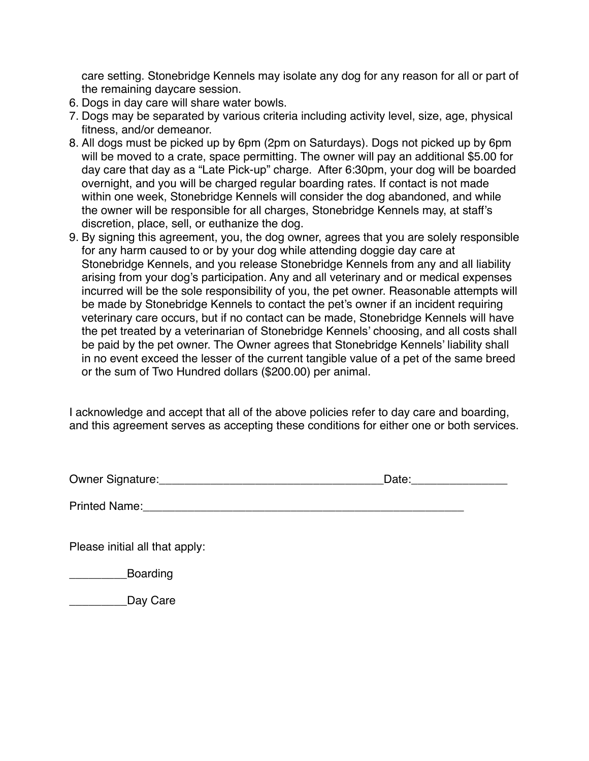care setting. Stonebridge Kennels may isolate any dog for any reason for all or part of the remaining daycare session.

6. Dogs in day care will share water bowls.
7. Dogs may be separated by various criteria including activity level, size, age, physical fitness, and/or demeanor.
8. All dogs must be picked up by 6pm (2pm on Saturdays). Dogs not picked up by 6pm will be moved to a crate, space permitting. The owner will pay an additional $5.00 for day care that day as a "Late Pick-up" charge. After 6:30pm, your dog will be boarded overnight, and you will be charged regular boarding rates. If contact is not made within one week, Stonebridge Kennels will consider the dog abandoned, and while the owner will be responsible for all charges, Stonebridge Kennels may, at staff's discretion, place, sell, or euthanize the dog.
9. By signing this agreement, you, the dog owner, agrees that you are solely responsible for any harm caused to or by your dog while attending doggie day care at Stonebridge Kennels, and you release Stonebridge Kennels from any and all liability arising from your dog's participation. Any and all veterinary and or medical expenses incurred will be the sole responsibility of you, the pet owner. Reasonable attempts will be made by Stonebridge Kennels to contact the pet's owner if an incident requiring veterinary care occurs, but if no contact can be made, Stonebridge Kennels will have the pet treated by a veterinarian of Stonebridge Kennels' choosing, and all costs shall be paid by the pet owner. The Owner agrees that Stonebridge Kennels' liability shall in no event exceed the lesser of the current tangible value of a pet of the same breed or the sum of Two Hundred dollars ($200.00) per animal.

I acknowledge and accept that all of the above policies refer to day care and boarding, and this agreement serves as accepting these conditions for either one or both services.

Owner Signature:___________________________________Date:_______________

Printed Name:___________________________________________________

Please initial all that apply:

_________Boarding

_________Day Care